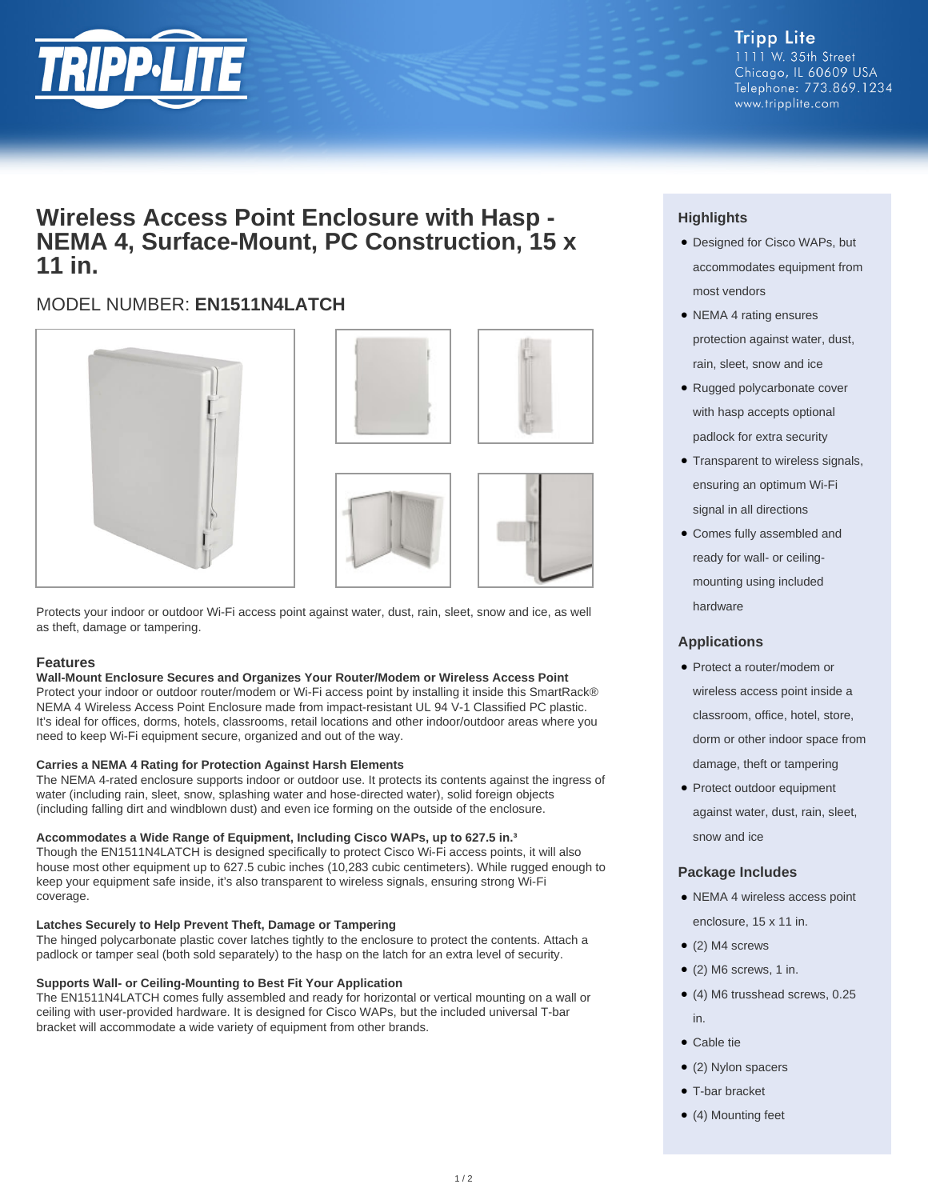Tripp Lite
1111 W. 35th Street
Chicago, IL 60609 USA
Telephone: 773.869.1234
www.tripplite.com

# Wireless Access Point Enclosure with Hasp - NEMA 4, Surface-Mount, PC Construction, 15 x 11 in.

## MODEL NUMBER: **EN1511N4LATCH**

Protects your indoor or outdoor Wi-Fi access point against water, dust, rain, sleet, snow and ice, as well as theft, damage or tampering.

## Features

**Wall-Mount Enclosure Secures and Organizes Your Router/Modem or Wireless Access Point**
Protect your indoor or outdoor router/modem or Wi-Fi access point by installing it inside this SmartRack® NEMA 4 Wireless Access Point Enclosure made from impact-resistant UL 94 V-1 Classified PC plastic. It's ideal for offices, dorms, hotels, classrooms, retail locations and other indoor/outdoor areas where you need to keep Wi-Fi equipment secure, organized and out of the way.

**Carries a NEMA 4 Rating for Protection Against Harsh Elements**
The NEMA 4-rated enclosure supports indoor or outdoor use. It protects its contents against the ingress of water (including rain, sleet, snow, splashing water and hose-directed water), solid foreign objects (including falling dirt and windblown dust) and even ice forming on the outside of the enclosure.

**Accommodates a Wide Range of Equipment, Including Cisco WAPs, up to 627.5 in.³**
Though the EN1511N4LATCH is designed specifically to protect Cisco Wi-Fi access points, it will also house most other equipment up to 627.5 cubic inches (10,283 cubic centimeters). While rugged enough to keep your equipment safe inside, it's also transparent to wireless signals, ensuring strong Wi-Fi coverage.

**Latches Securely to Help Prevent Theft, Damage or Tampering**
The hinged polycarbonate plastic cover latches tightly to the enclosure to protect the contents. Attach a padlock or tamper seal (both sold separately) to the hasp on the latch for an extra level of security.

**Supports Wall- or Ceiling-Mounting to Best Fit Your Application**
The EN1511N4LATCH comes fully assembled and ready for horizontal or vertical mounting on a wall or ceiling with user-provided hardware. It is designed for Cisco WAPs, but the included universal T-bar bracket will accommodate a wide variety of equipment from other brands.

## Highlights

- Designed for Cisco WAPs, but accommodates equipment from most vendors
- NEMA 4 rating ensures protection against water, dust, rain, sleet, snow and ice
- Rugged polycarbonate cover with hasp accepts optional padlock for extra security
- Transparent to wireless signals, ensuring an optimum Wi-Fi signal in all directions
- Comes fully assembled and ready for wall- or ceiling-mounting using included hardware

## Applications

- Protect a router/modem or wireless access point inside a classroom, office, hotel, store, dorm or other indoor space from damage, theft or tampering
- Protect outdoor equipment against water, dust, rain, sleet, snow and ice

## Package Includes

- NEMA 4 wireless access point enclosure, 15 x 11 in.
- (2) M4 screws
- (2) M6 screws, 1 in.
- (4) M6 trusshead screws, 0.25 in.
- Cable tie
- (2) Nylon spacers
- T-bar bracket
- (4) Mounting feet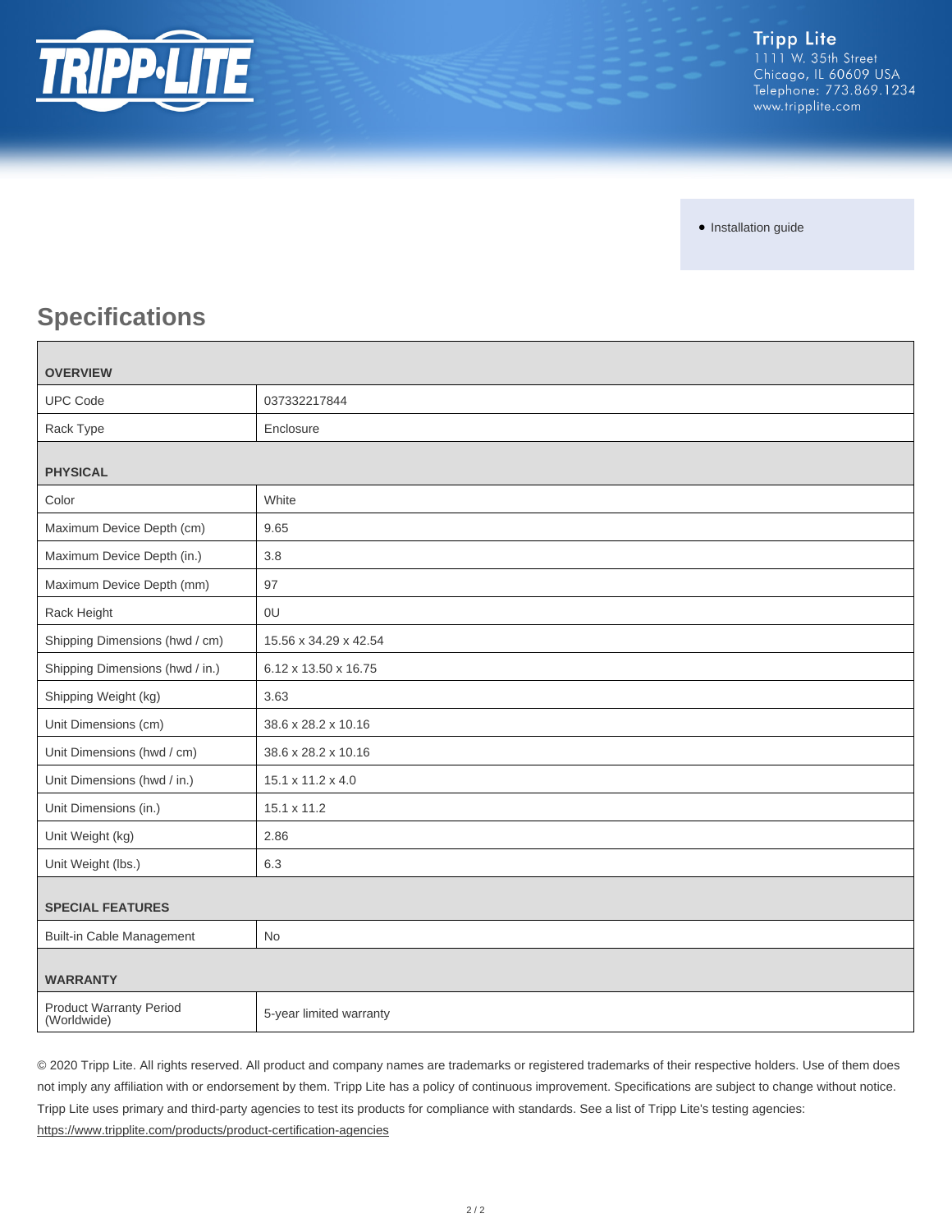Tripp Lite
1111 W. 35th Street
Chicago, IL 60609 USA
Telephone: 773.869.1234
www.tripplite.com

- Installation guide

## Specifications

| | |
|---|---|
| **OVERVIEW** | |
| UPC Code | 037332217844 |
| Rack Type | Enclosure |
| **PHYSICAL** | |
| Color | White |
| Maximum Device Depth (cm) | 9.65 |
| Maximum Device Depth (in.) | 3.8 |
| Maximum Device Depth (mm) | 97 |
| Rack Height | 0U |
| Shipping Dimensions (hwd / cm) | 15.56 x 34.29 x 42.54 |
| Shipping Dimensions (hwd / in.) | 6.12 x 13.50 x 16.75 |
| Shipping Weight (kg) | 3.63 |
| Unit Dimensions (cm) | 38.6 x 28.2 x 10.16 |
| Unit Dimensions (hwd / cm) | 38.6 x 28.2 x 10.16 |
| Unit Dimensions (hwd / in.) | 15.1 x 11.2 x 4.0 |
| Unit Dimensions (in.) | 15.1 x 11.2 |
| Unit Weight (kg) | 2.86 |
| Unit Weight (lbs.) | 6.3 |
| **SPECIAL FEATURES** | |
| Built-in Cable Management | No |
| **WARRANTY** | |
| Product Warranty Period (Worldwide) | 5-year limited warranty |

© 2020 Tripp Lite. All rights reserved. All product and company names are trademarks or registered trademarks of their respective holders. Use of them does not imply any affiliation with or endorsement by them. Tripp Lite has a policy of continuous improvement. Specifications are subject to change without notice. Tripp Lite uses primary and third-party agencies to test its products for compliance with standards. See a list of Tripp Lite's testing agencies: https://www.tripplite.com/products/product-certification-agencies